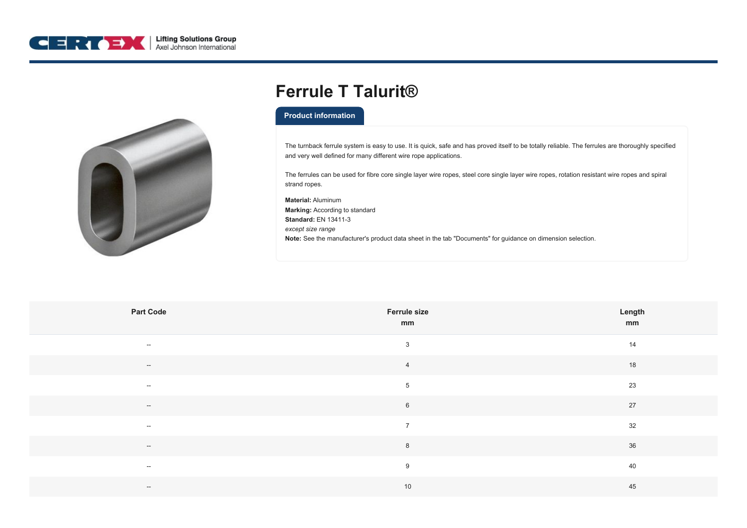# Ferrule T Talurit®

## Product information

The turnback ferrule system is easy to use. It is quick, safe and has proved itself to be totally reliable. The ferrules are thoroughly specified and very well defined for many different wire rope applications.

The ferrules can be used for fibre core single layer wire ropes, steel core single layer wire ropes, rotation resistant wire ropes and spiral strand ropes.

**Material:** Aluminum
**Marking:** According to standard
**Standard:** EN 13411-3
*except size range*
**Note:** See the manufacturer's product data sheet in the tab "Documents" for guidance on dimension selection.

| Part Code | Ferrule size mm | Length mm |
|---|---|---|
| -- | 3 | 14 |
| -- | 4 | 18 |
| -- | 5 | 23 |
| -- | 6 | 27 |
| -- | 7 | 32 |
| -- | 8 | 36 |
| -- | 9 | 40 |
| -- | 10 | 45 |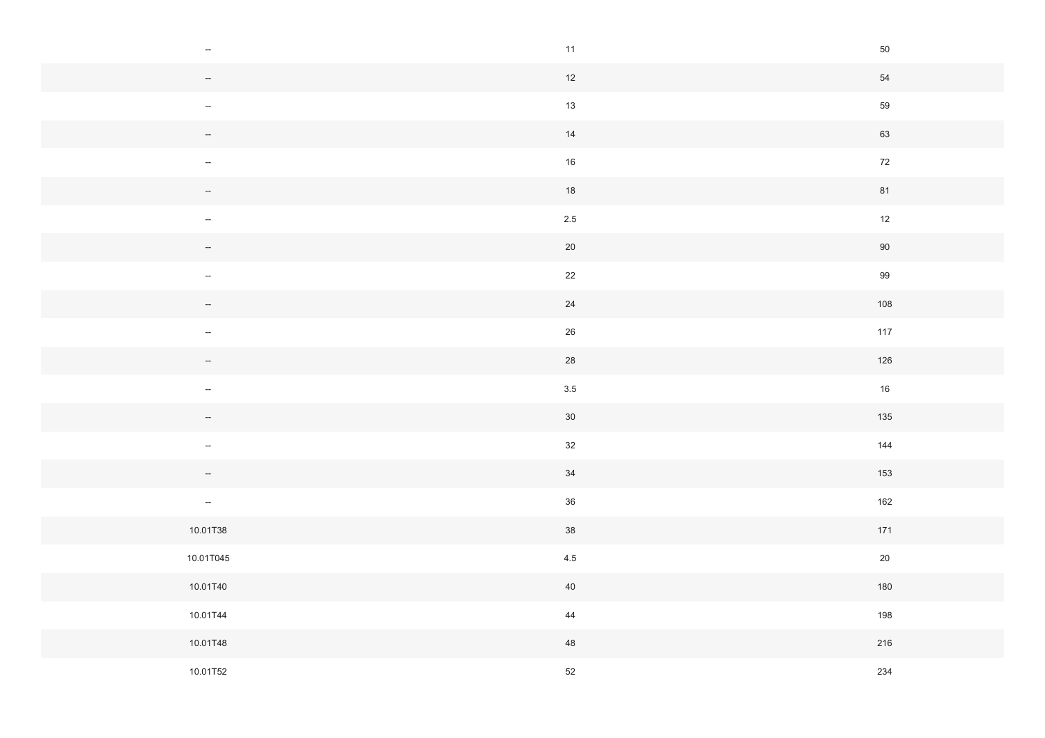| | | |
|---|---|---|
| -- | 11 | 50 |
| -- | 12 | 54 |
| -- | 13 | 59 |
| -- | 14 | 63 |
| -- | 16 | 72 |
| -- | 18 | 81 |
| -- | 2.5 | 12 |
| -- | 20 | 90 |
| -- | 22 | 99 |
| -- | 24 | 108 |
| -- | 26 | 117 |
| -- | 28 | 126 |
| -- | 3.5 | 16 |
| -- | 30 | 135 |
| -- | 32 | 144 |
| -- | 34 | 153 |
| -- | 36 | 162 |
| 10.01T38 | 38 | 171 |
| 10.01T045 | 4.5 | 20 |
| 10.01T40 | 40 | 180 |
| 10.01T44 | 44 | 198 |
| 10.01T48 | 48 | 216 |
| 10.01T52 | 52 | 234 |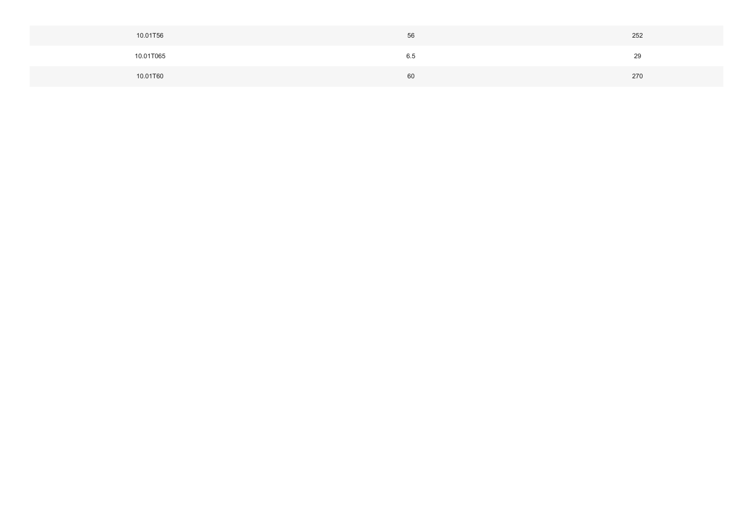| | | |
|---|---|---|
| 10.01T56 | 56 | 252 |
| 10.01T065 | 6.5 | 29 |
| 10.01T60 | 60 | 270 |